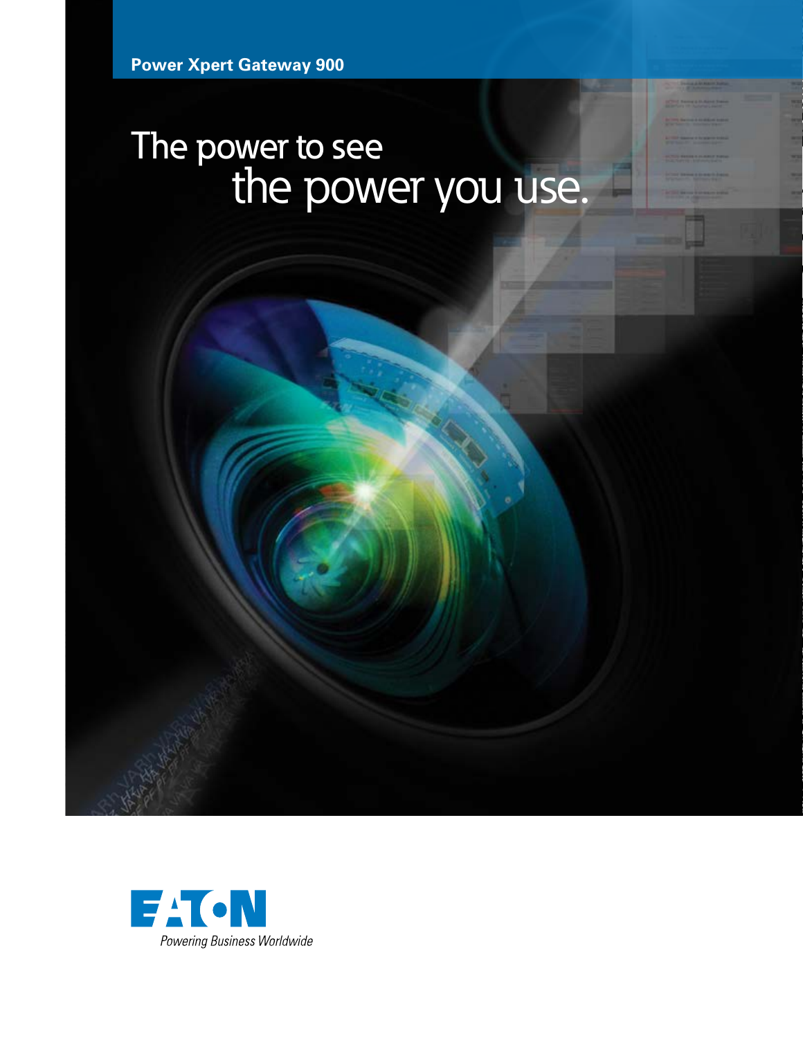Power Xpert Gateway 900

# The power to see the power you use.

Powering Business Worldwide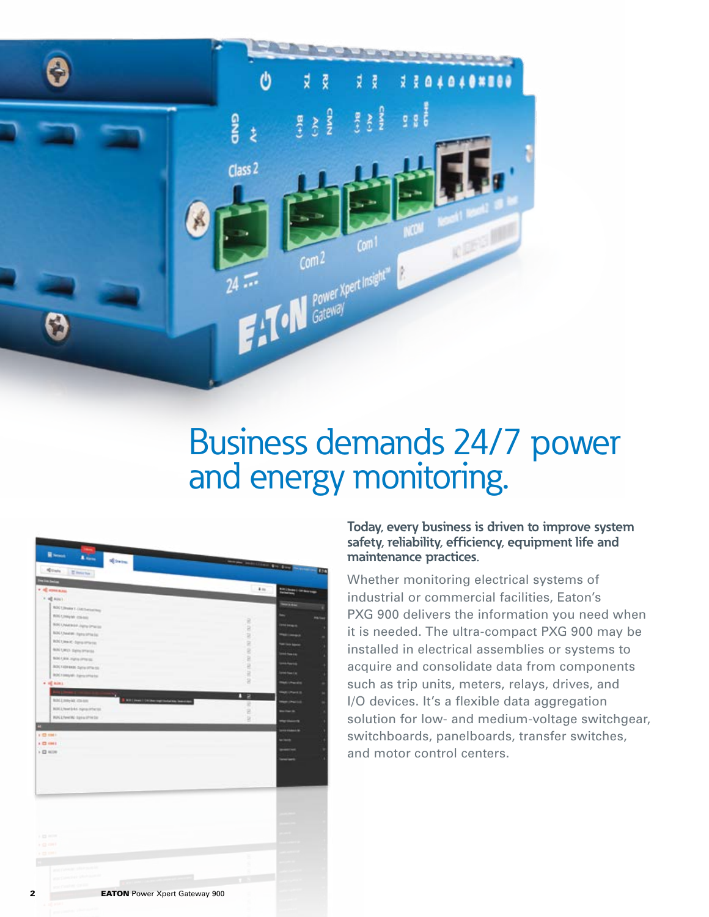# Business demands 24/7 power and energy monitoring.

**Today, every business is driven to improve system safety, reliability, efficiency, equipment life and maintenance practices.**

Whether monitoring electrical systems of industrial or commercial facilities, Eaton's PXG 900 delivers the information you need when it is needed. The ultra-compact PXG 900 may be installed in electrical assemblies or systems to acquire and consolidate data from components such as trip units, meters, relays, drives, and I/O devices. It's a flexible data aggregation solution for low- and medium-voltage switchgear, switchboards, panelboards, transfer switches, and motor control centers.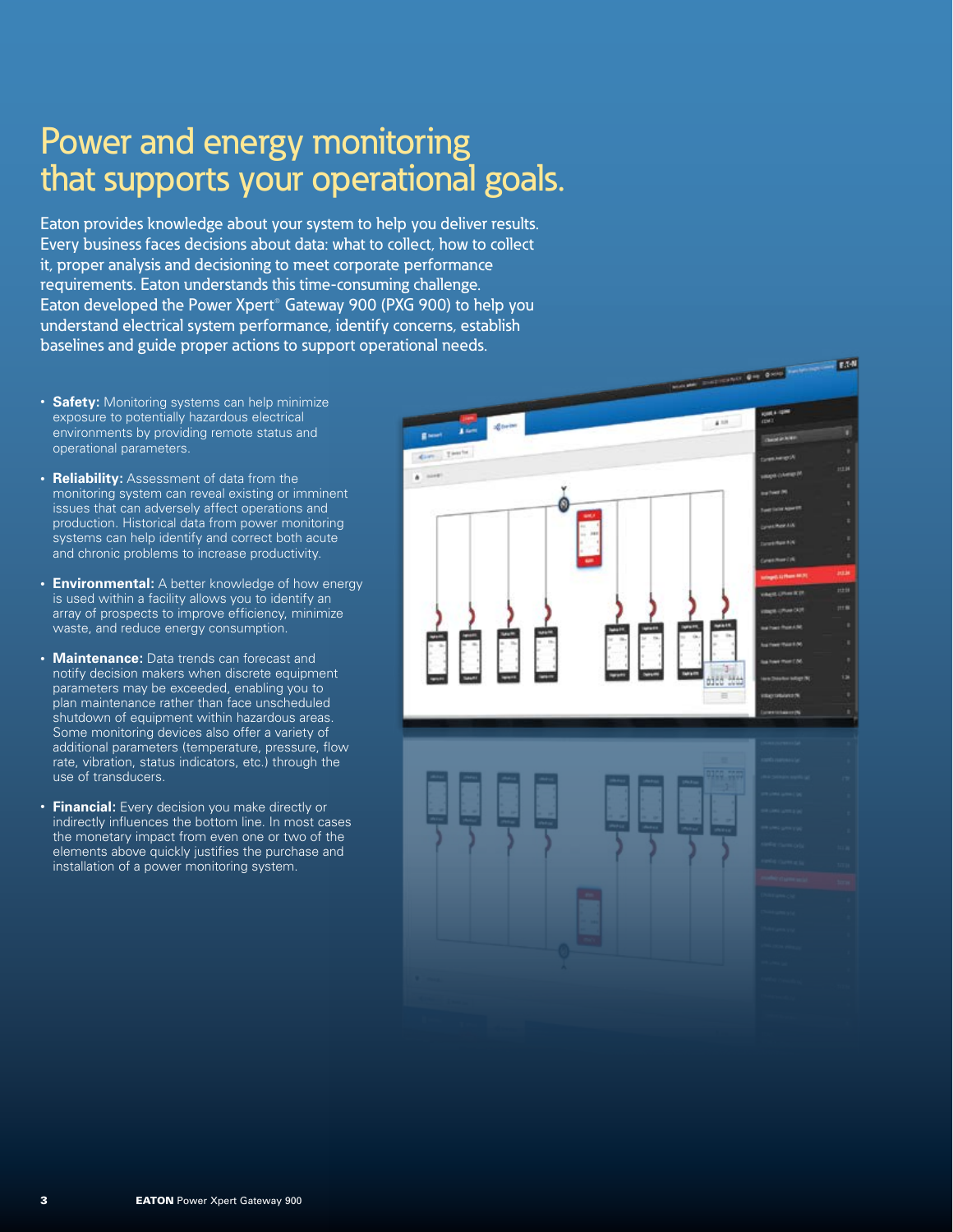# Power and energy monitoring that supports your operational goals.

Eaton provides knowledge about your system to help you deliver results. Every business faces decisions about data: what to collect, how to collect it, proper analysis and decisioning to meet corporate performance requirements. Eaton understands this time-consuming challenge. Eaton developed the Power Xpert® Gateway 900 (PXG 900) to help you understand electrical system performance, identify concerns, establish baselines and guide proper actions to support operational needs.

- **Safety:** Monitoring systems can help minimize exposure to potentially hazardous electrical environments by providing remote status and operational parameters.
- **Reliability:** Assessment of data from the monitoring system can reveal existing or imminent issues that can adversely affect operations and production. Historical data from power monitoring systems can help identify and correct both acute and chronic problems to increase productivity.
- **Environmental:** A better knowledge of how energy is used within a facility allows you to identify an array of prospects to improve efficiency, minimize waste, and reduce energy consumption.
- **Maintenance:** Data trends can forecast and notify decision makers when discrete equipment parameters may be exceeded, enabling you to plan maintenance rather than face unscheduled shutdown of equipment within hazardous areas. Some monitoring devices also offer a variety of additional parameters (temperature, pressure, flow rate, vibration, status indicators, etc.) through the use of transducers.
- **Financial:** Every decision you make directly or indirectly influences the bottom line. In most cases the monetary impact from even one or two of the elements above quickly justifies the purchase and installation of a power monitoring system.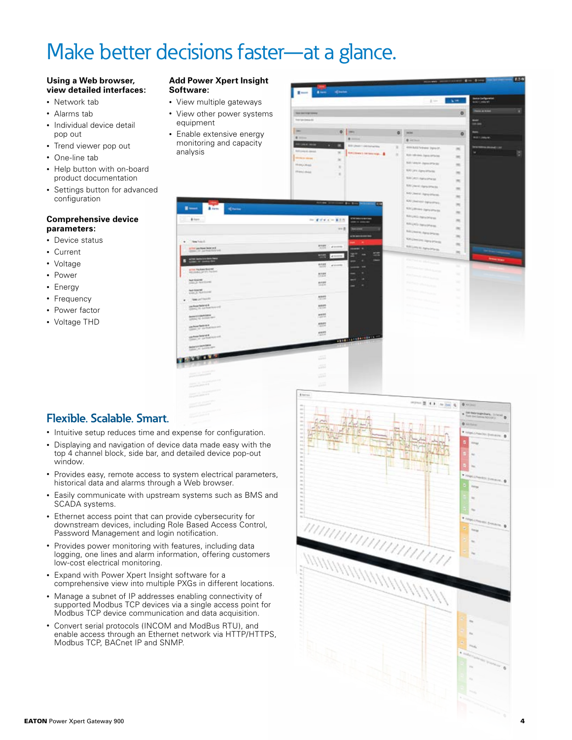# Make better decisions faster—at a glance.

**Using a Web browser, view detailed interfaces:**

- Network tab
- Alarms tab
- Individual device detail pop out
- Trend viewer pop out
- One-line tab
- Help button with on-board product documentation
- Settings button for advanced configuration

**Comprehensive device parameters:**

- Device status
- Current
- Voltage
- Power
- Energy
- Frequency
- Power factor
- Voltage THD

**Add Power Xpert Insight Software:**

- View multiple gateways
- View other power systems equipment
- Enable extensive energy monitoring and capacity analysis

## Flexible. Scalable. Smart.

- Intuitive setup reduces time and expense for configuration.
- Displaying and navigation of device data made easy with the top 4 channel block, side bar, and detailed device pop-out window.
- Provides easy, remote access to system electrical parameters, historical data and alarms through a Web browser.
- Easily communicate with upstream systems such as BMS and SCADA systems.
- Ethernet access point that can provide cybersecurity for downstream devices, including Role Based Access Control, Password Management and login notification.
- Provides power monitoring with features, including data logging, one lines and alarm information, offering customers low-cost electrical monitoring.
- Expand with Power Xpert Insight software for a comprehensive view into multiple PXGs in different locations.
- Manage a subnet of IP addresses enabling connectivity of supported Modbus TCP devices via a single access point for Modbus TCP device communication and data acquisition.
- Convert serial protocols (INCOM and ModBus RTU), and enable access through an Ethernet network via HTTP/HTTPS, Modbus TCP, BACnet IP and SNMP.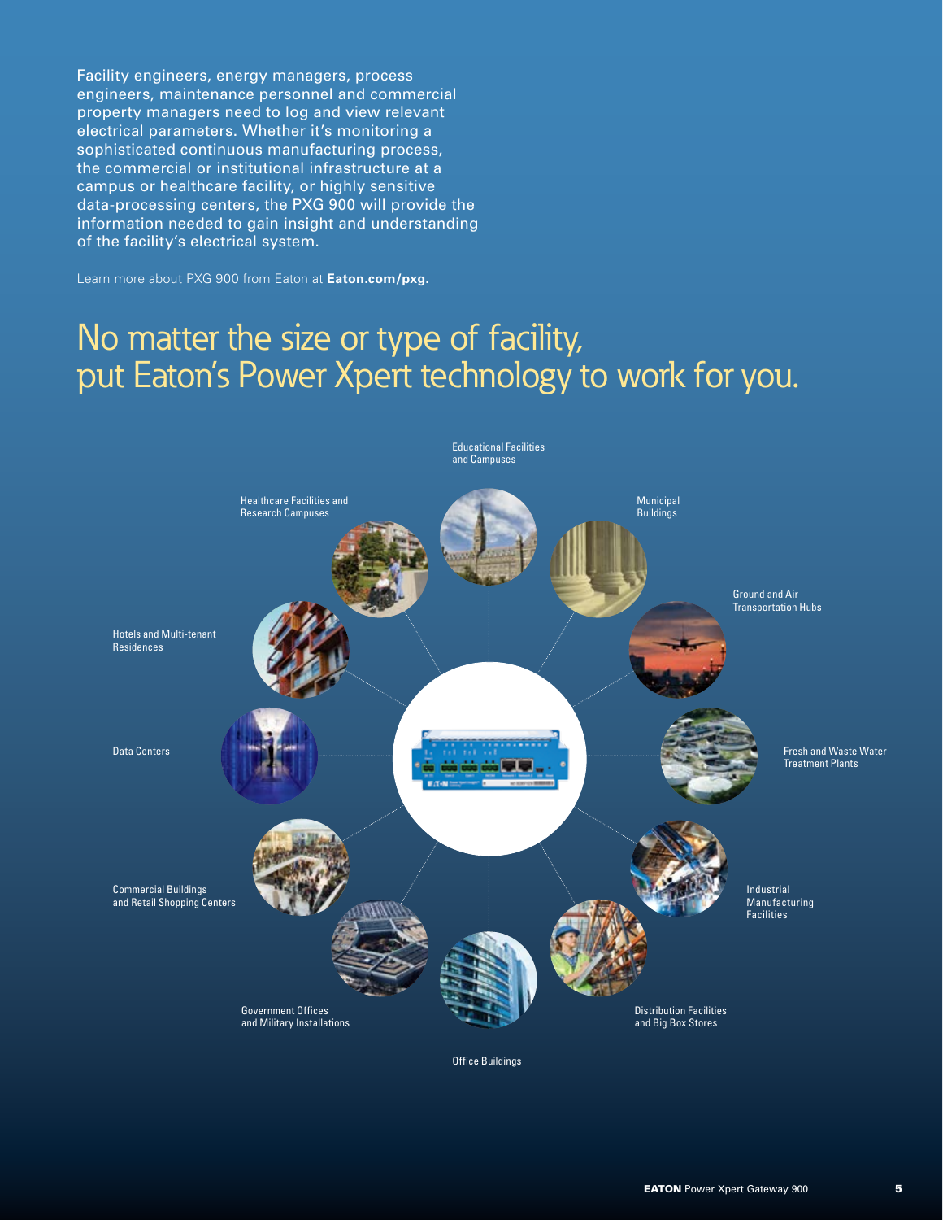Facility engineers, energy managers, process engineers, maintenance personnel and commercial property managers need to log and view relevant electrical parameters. Whether it's monitoring a sophisticated continuous manufacturing process, the commercial or institutional infrastructure at a campus or healthcare facility, or highly sensitive data-processing centers, the PXG 900 will provide the information needed to gain insight and understanding of the facility's electrical system.

Learn more about PXG 900 from Eaton at **Eaton.com/pxg.**

# No matter the size or type of facility, put Eaton's Power Xpert technology to work for you.

Educational Facilities and Campuses

Municipal Buildings

Ground and Air Transportation Hubs

Fresh and Waste Water Treatment Plants

Industrial Manufacturing Facilities

Distribution Facilities and Big Box Stores

Office Buildings

Government Offices and Military Installations

Commercial Buildings and Retail Shopping Centers

Data Centers

Hotels and Multi-tenant Residences

Healthcare Facilities and Research Campuses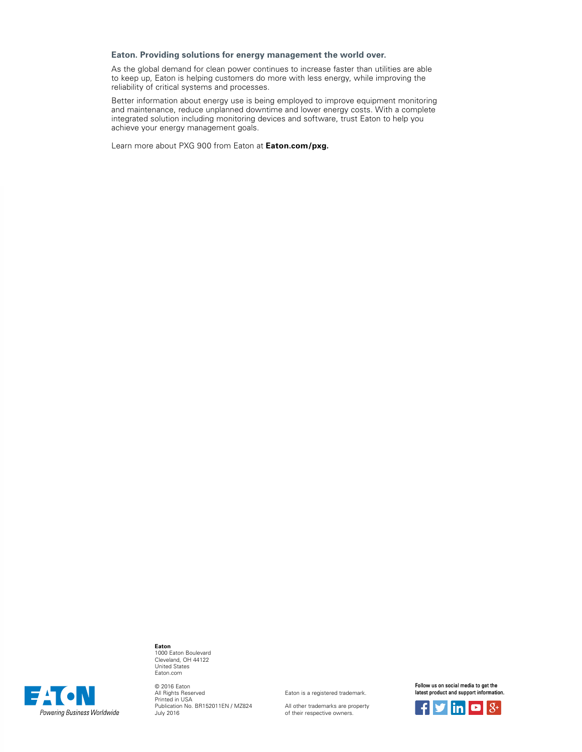**Eaton. Providing solutions for energy management the world over.**

As the global demand for clean power continues to increase faster than utilities are able to keep up, Eaton is helping customers do more with less energy, while improving the reliability of critical systems and processes.

Better information about energy use is being employed to improve equipment monitoring and maintenance, reduce unplanned downtime and lower energy costs. With a complete integrated solution including monitoring devices and software, trust Eaton to help you achieve your energy management goals.

Learn more about PXG 900 from Eaton at **Eaton.com/pxg.**

EATON
*Powering Business Worldwide*

**Eaton**
1000 Eaton Boulevard
Cleveland, OH 44122
United States
Eaton.com

© 2016 Eaton
All Rights Reserved
Printed in USA
Publication No. BR152011EN / MZ824
July 2016

Eaton is a registered trademark.

All other trademarks are property of their respective owners.

Follow us on social media to get the latest product and support information.